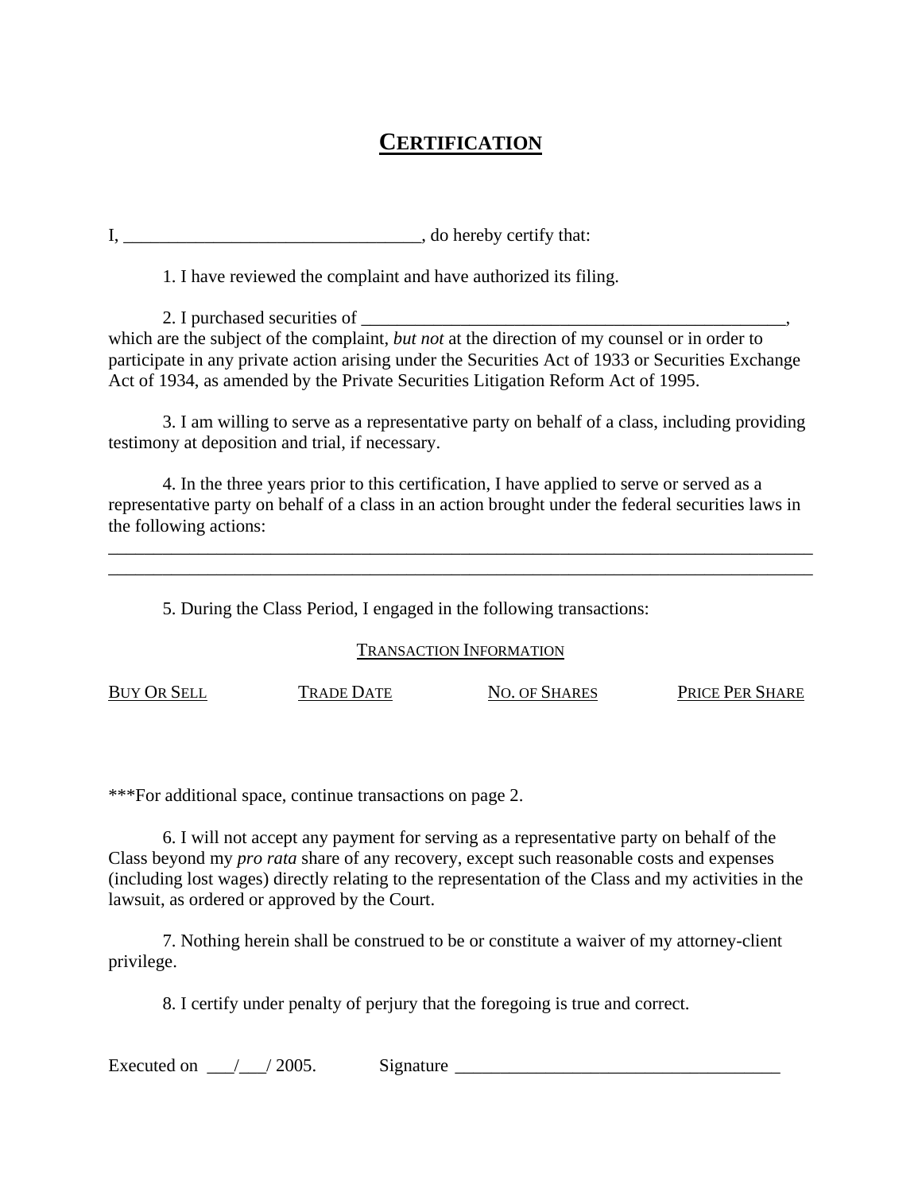# CERTIFICATION

I, ________________________________, do hereby certify that:

1. I have reviewed the complaint and have authorized its filing.

2. I purchased securities of _______________________________________________, which are the subject of the complaint, *but not* at the direction of my counsel or in order to participate in any private action arising under the Securities Act of 1933 or Securities Exchange Act of 1934, as amended by the Private Securities Litigation Reform Act of 1995.

3. I am willing to serve as a representative party on behalf of a class, including providing testimony at deposition and trial, if necessary.

4. In the three years prior to this certification, I have applied to serve or served as a representative party on behalf of a class in an action brought under the federal securities laws in the following actions:

______________________________________________________________________________

______________________________________________________________________________

5. During the Class Period, I engaged in the following transactions:

TRANSACTION INFORMATION

| BUY OR SELL | TRADE DATE | NO. OF SHARES | PRICE PER SHARE |
|---|---|---|---|
| | | | |

***For additional space, continue transactions on page 2.

6. I will not accept any payment for serving as a representative party on behalf of the Class beyond my *pro rata* share of any recovery, except such reasonable costs and expenses (including lost wages) directly relating to the representation of the Class and my activities in the lawsuit, as ordered or approved by the Court.

7. Nothing herein shall be construed to be or constitute a waiver of my attorney-client privilege.

8. I certify under penalty of perjury that the foregoing is true and correct.

Executed on ___/___/ 2005. Signature ____________________________________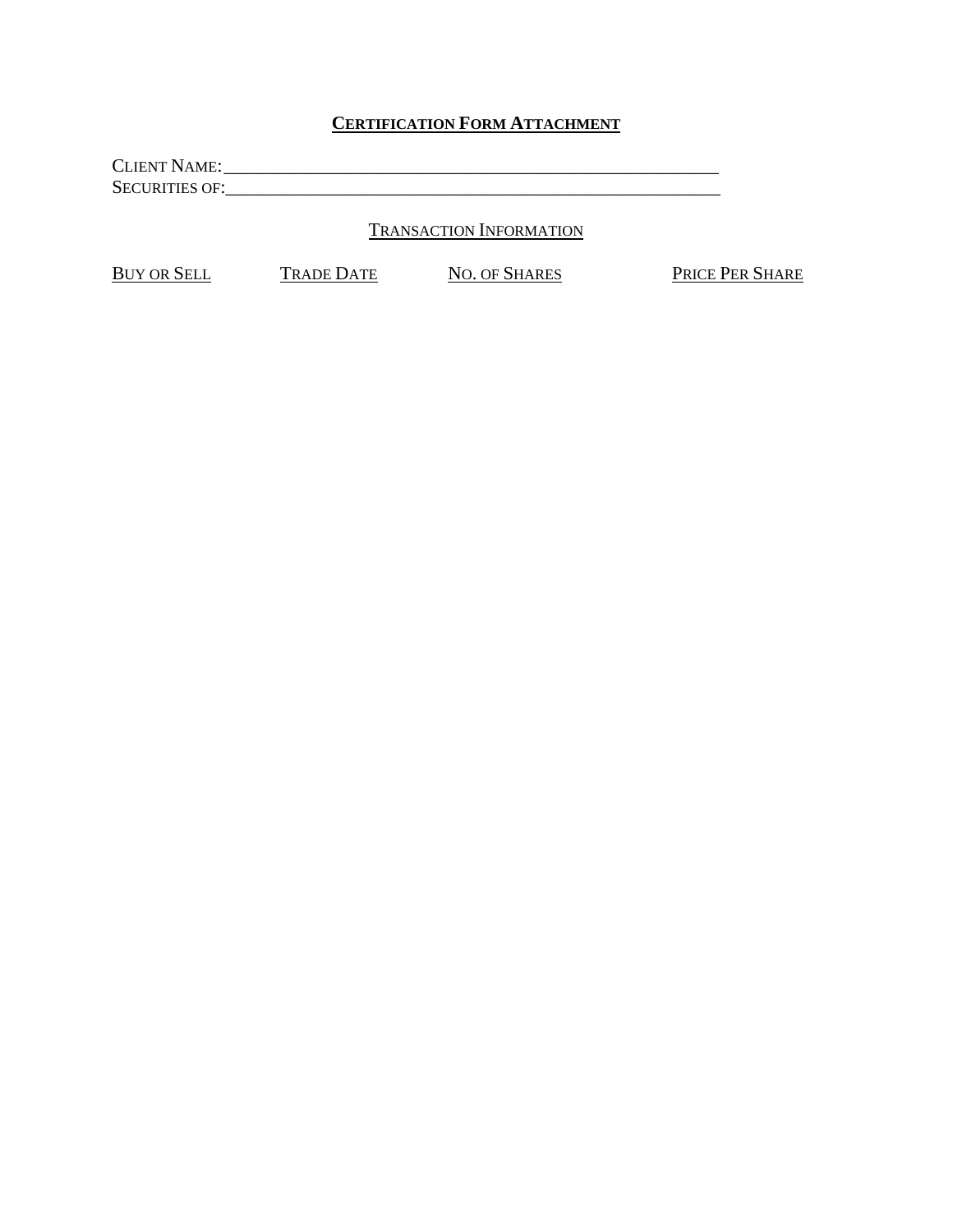# **CERTIFICATION FORM ATTACHMENT**

CLIENT NAME:\_\_\_\_\_\_\_\_\_\_\_\_\_\_\_\_\_\_\_\_\_\_\_\_\_\_\_\_\_\_\_\_\_\_\_\_\_\_\_\_\_\_\_\_\_\_\_\_\_\_\_\_\_\_\_\_\_\_
SECURITIES OF:\_\_\_\_\_\_\_\_\_\_\_\_\_\_\_\_\_\_\_\_\_\_\_\_\_\_\_\_\_\_\_\_\_\_\_\_\_\_\_\_\_\_\_\_\_\_\_\_\_\_\_\_\_\_\_\_\_\_

## TRANSACTION INFORMATION

| BUY OR SELL | TRADE DATE | NO. OF SHARES | PRICE PER SHARE |
|---|---|---|---|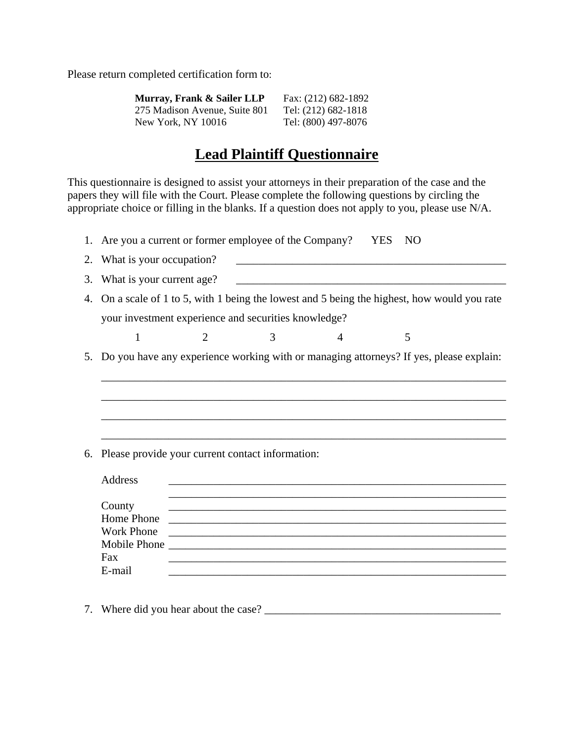Please return completed certification form to:

**Murray, Frank & Sailer LLP**
275 Madison Avenue, Suite 801
New York, NY 10016

Fax: (212) 682-1892
Tel: (212) 682-1818
Tel: (800) 497-8076

# Lead Plaintiff Questionnaire

This questionnaire is designed to assist your attorneys in their preparation of the case and the papers they will file with the Court. Please complete the following questions by circling the appropriate choice or filling in the blanks. If a question does not apply to you, please use N/A.

1. Are you a current or former employee of the Company? YES NO
2. What is your occupation? ______________________________________________
3. What is your current age? ______________________________________________
4. On a scale of 1 to 5, with 1 being the lowest and 5 being the highest, how would you rate your investment experience and securities knowledge?

   1 2 3 4 5
5. Do you have any experience working with or managing attorneys? If yes, please explain:

   ______________________________________________________________________

   ______________________________________________________________________

   ______________________________________________________________________

   ______________________________________________________________________
6. Please provide your current contact information:

   Address ______________________________________________________________

   ______________________________________________________________

   County ______________________________________________________________

   Home Phone ______________________________________________________________

   Work Phone ______________________________________________________________

   Mobile Phone ______________________________________________________________

   Fax ______________________________________________________________

   E-mail ______________________________________________________________
7. Where did you hear about the case? ____________________________________________